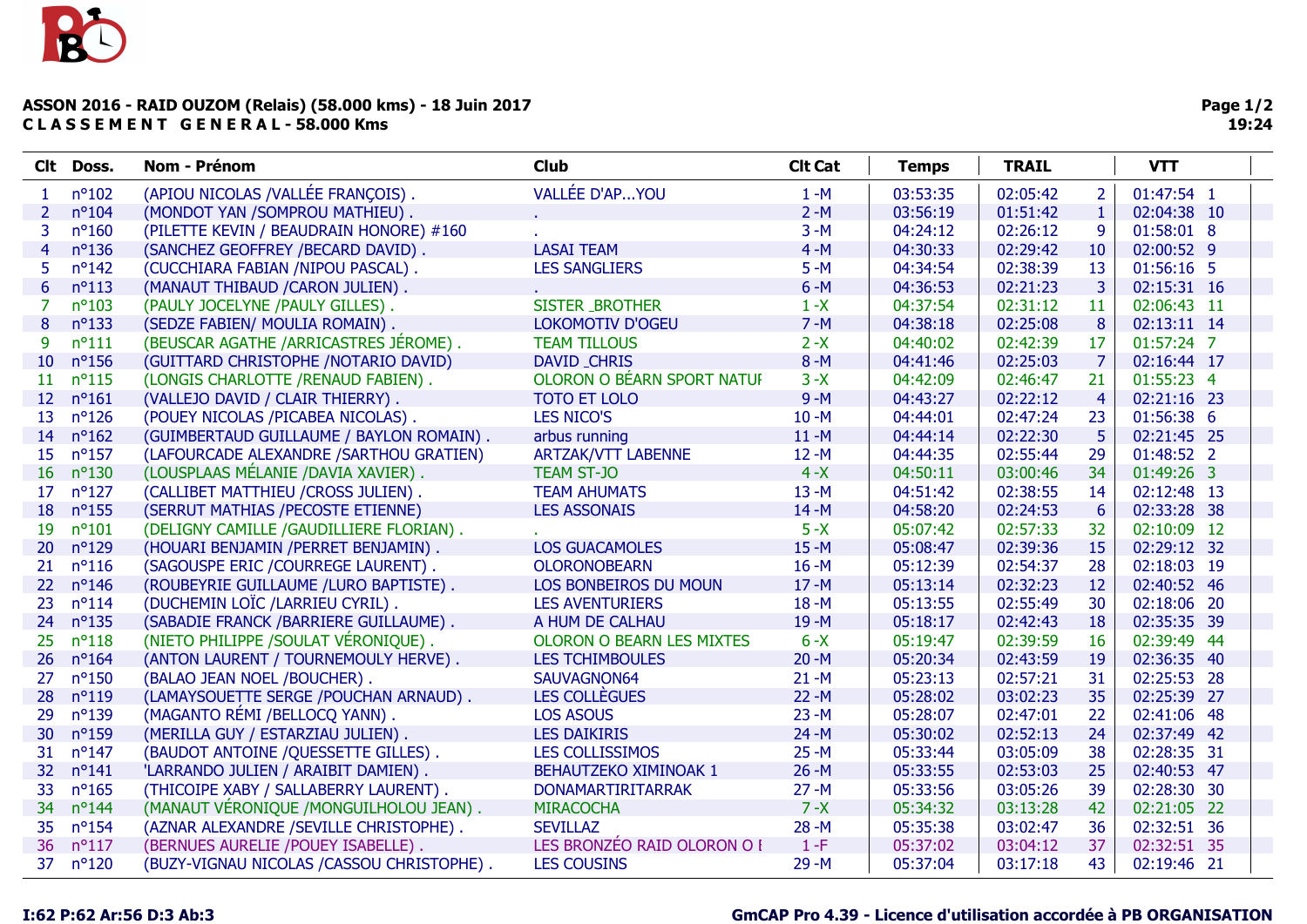**ASSON 2016 - RAID OUZOM (Relais) (58.000 kms) - 18 Juin 2017**
**C L A S S E M E N T G E N E R A L - 58.000 Kms**

| Clt | Doss. | Nom - Prénom | Club | Clt Cat | Temps | TRAIL | | VTT | |
|---|---|---|---|---|---|---|---|---|---|
| 1 | n°102 | (APIOU NICOLAS /VALLÉE FRANÇOIS) . | VALLÉE D'AP...YOU | 1 -M | 03:53:35 | 02:05:42 | 2 | 01:47:54 | 1 |
| 2 | n°104 | (MONDOT YAN /SOMPROU MATHIEU) . | . | 2 -M | 03:56:19 | 01:51:42 | 1 | 02:04:38 | 10 |
| 3 | n°160 | (PILETTE KEVIN / BEAUDRAIN HONORE) #160 | . | 3 -M | 04:24:12 | 02:26:12 | 9 | 01:58:01 | 8 |
| 4 | n°136 | (SANCHEZ GEOFFREY /BECARD DAVID) . | LASAI TEAM | 4 -M | 04:30:33 | 02:29:42 | 10 | 02:00:52 | 9 |
| 5 | n°142 | (CUCCHIARA FABIAN /NIPOU PASCAL) . | LES SANGLIERS | 5 -M | 04:34:54 | 02:38:39 | 13 | 01:56:16 | 5 |
| 6 | n°113 | (MANAUT THIBAUD /CARON JULIEN) . | . | 6 -M | 04:36:53 | 02:21:23 | 3 | 02:15:31 | 16 |
| 7 | n°103 | (PAULY JOCELYNE /PAULY GILLES) . | SISTER _BROTHER | 1 -X | 04:37:54 | 02:31:12 | 11 | 02:06:43 | 11 |
| 8 | n°133 | (SEDZE FABIEN/ MOULIA ROMAIN) . | LOKOMOTIV D'OGEU | 7 -M | 04:38:18 | 02:25:08 | 8 | 02:13:11 | 14 |
| 9 | n°111 | (BEUSCAR AGATHE /ARRICASTRES JÉROME) . | TEAM TILLOUS | 2 -X | 04:40:02 | 02:42:39 | 17 | 01:57:24 | 7 |
| 10 | n°156 | (GUITTARD CHRISTOPHE /NOTARIO DAVID) | DAVID _CHRIS | 8 -M | 04:41:46 | 02:25:03 | 7 | 02:16:44 | 17 |
| 11 | n°115 | (LONGIS CHARLOTTE /RENAUD FABIEN) . | OLORON O BÉARN SPORT NATUI | 3 -X | 04:42:09 | 02:46:47 | 21 | 01:55:23 | 4 |
| 12 | n°161 | (VALLEJO DAVID / CLAIR THIERRY) . | TOTO ET LOLO | 9 -M | 04:43:27 | 02:22:12 | 4 | 02:21:16 | 23 |
| 13 | n°126 | (POUEY NICOLAS /PICABEA NICOLAS) . | LES NICO'S | 10 -M | 04:44:01 | 02:47:24 | 23 | 01:56:38 | 6 |
| 14 | n°162 | (GUIMBERTAUD GUILLAUME / BAYLON ROMAIN) . | arbus running | 11 -M | 04:44:14 | 02:22:30 | 5 | 02:21:45 | 25 |
| 15 | n°157 | (LAFOURCADE ALEXANDRE /SARTHOU GRATIEN) | ARTZAK/VTT LABENNE | 12 -M | 04:44:35 | 02:55:44 | 29 | 01:48:52 | 2 |
| 16 | n°130 | (LOUSPLAAS MÉLANIE /DAVIA XAVIER) . | TEAM ST-JO | 4 -X | 04:50:11 | 03:00:46 | 34 | 01:49:26 | 3 |
| 17 | n°127 | (CALLIBET MATTHIEU /CROSS JULIEN) . | TEAM AHUMATS | 13 -M | 04:51:42 | 02:38:55 | 14 | 02:12:48 | 13 |
| 18 | n°155 | (SERRUT MATHIAS /PECOSTE ETIENNE) | LES ASSONAIS | 14 -M | 04:58:20 | 02:24:53 | 6 | 02:33:28 | 38 |
| 19 | n°101 | (DELIGNY CAMILLE /GAUDILLIERE FLORIAN) . | . | 5 -X | 05:07:42 | 02:57:33 | 32 | 02:10:09 | 12 |
| 20 | n°129 | (HOUARI BENJAMIN /PERRET BENJAMIN) . | LOS GUACAMOLES | 15 -M | 05:08:47 | 02:39:36 | 15 | 02:29:12 | 32 |
| 21 | n°116 | (SAGOUSPE ERIC /COURREGE LAURENT) . | OLORONOBEARN | 16 -M | 05:12:39 | 02:54:37 | 28 | 02:18:03 | 19 |
| 22 | n°146 | (ROUBEYRIE GUILLAUME /LURO BAPTISTE) . | LOS BONBEIROS DU MOUN | 17 -M | 05:13:14 | 02:32:23 | 12 | 02:40:52 | 46 |
| 23 | n°114 | (DUCHEMIN LOÏC /LARRIEU CYRIL) . | LES AVENTURIERS | 18 -M | 05:13:55 | 02:55:49 | 30 | 02:18:06 | 20 |
| 24 | n°135 | (SABADIE FRANCK /BARRIERE GUILLAUME) . | A HUM DE CALHAU | 19 -M | 05:18:17 | 02:42:43 | 18 | 02:35:35 | 39 |
| 25 | n°118 | (NIETO PHILIPPE /SOULAT VÉRONIQUE) . | OLORON O BEARN LES MIXTES | 6 -X | 05:19:47 | 02:39:59 | 16 | 02:39:49 | 44 |
| 26 | n°164 | (ANTON LAURENT / TOURNEMOULY HERVE) . | LES TCHIMBOULES | 20 -M | 05:20:34 | 02:43:59 | 19 | 02:36:35 | 40 |
| 27 | n°150 | (BALAO JEAN NOEL /BOUCHER) . | SAUVAGNON64 | 21 -M | 05:23:13 | 02:57:21 | 31 | 02:25:53 | 28 |
| 28 | n°119 | (LAMAYSOUETTE SERGE /POUCHAN ARNAUD) . | LES COLLÈGUES | 22 -M | 05:28:02 | 03:02:23 | 35 | 02:25:39 | 27 |
| 29 | n°139 | (MAGANTO RÉMI /BELLOCQ YANN) . | LOS ASOUS | 23 -M | 05:28:07 | 02:47:01 | 22 | 02:41:06 | 48 |
| 30 | n°159 | (MERILLA GUY / ESTARZIAU JULIEN) . | LES DAIKIRIS | 24 -M | 05:30:02 | 02:52:13 | 24 | 02:37:49 | 42 |
| 31 | n°147 | (BAUDOT ANTOINE /QUESSETTE GILLES) . | LES COLLISSIMOS | 25 -M | 05:33:44 | 03:05:09 | 38 | 02:28:35 | 31 |
| 32 | n°141 | 'LARRANDO JULIEN / ARAIBIT DAMIEN) . | BEHAUTZEKO XIMINOAK 1 | 26 -M | 05:33:55 | 02:53:03 | 25 | 02:40:53 | 47 |
| 33 | n°165 | (THICOIPE XABY / SALLABERRY LAURENT) . | DONAMARTIRITARRAK | 27 -M | 05:33:56 | 03:05:26 | 39 | 02:28:30 | 30 |
| 34 | n°144 | (MANAUT VÉRONIQUE /MONGUILHOLOU JEAN) . | MIRACOCHA | 7 -X | 05:34:32 | 03:13:28 | 42 | 02:21:05 | 22 |
| 35 | n°154 | (AZNAR ALEXANDRE /SEVILLE CHRISTOPHE) . | SEVILLAZ | 28 -M | 05:35:38 | 03:02:47 | 36 | 02:32:51 | 36 |
| 36 | n°117 | (BERNUES AURELIE /POUEY ISABELLE) . | LES BRONZÉO RAID OLORON O I | 1 -F | 05:37:02 | 03:04:12 | 37 | 02:32:51 | 35 |
| 37 | n°120 | (BUZY-VIGNAU NICOLAS /CASSOU CHRISTOPHE) . | LES COUSINS | 29 -M | 05:37:04 | 03:17:18 | 43 | 02:19:46 | 21 |

I:62 P:62 Ar:56 D:3 Ab:3

GmCAP Pro 4.39 - Licence d'utilisation accordée à PB ORGANISATION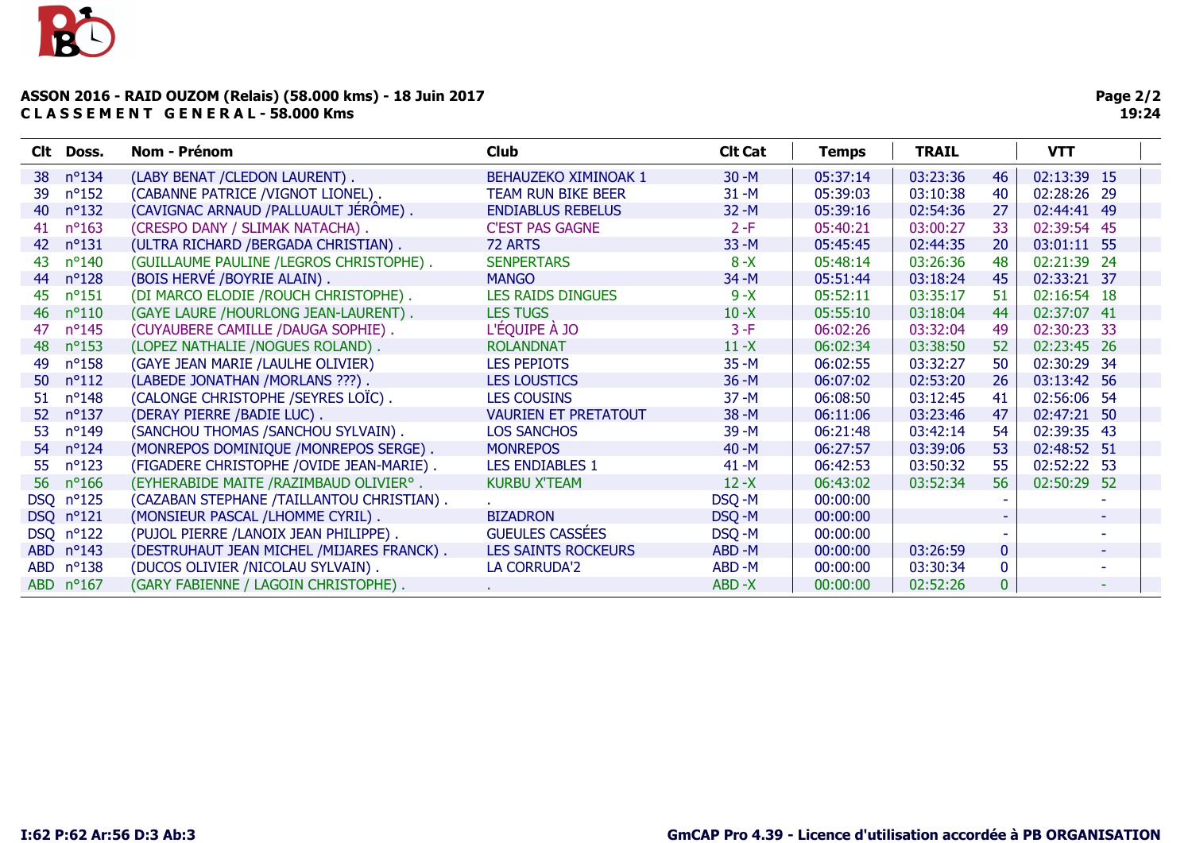**ASSON 2016 - RAID OUZOM (Relais) (58.000 kms) - 18 Juin 2017**
**C L A S S E M E N T  G E N E R A L - 58.000 Kms**

| Clt | Doss. | Nom - Prénom | Club | Clt Cat | Temps | TRAIL | | VTT | |
|---|---|---|---|---|---|---|---|---|---|
| 38 | n°134 | (LABY BENAT /CLEDON LAURENT) . | BEHAUZEKO XIMINOAK 1 | 30 -M | 05:37:14 | 03:23:36 | 46 | 02:13:39 | 15 |
| 39 | n°152 | (CABANNE PATRICE /VIGNOT LIONEL) . | TEAM RUN BIKE BEER | 31 -M | 05:39:03 | 03:10:38 | 40 | 02:28:26 | 29 |
| 40 | n°132 | (CAVIGNAC ARNAUD /PALLUAULT JÉRÔME) . | ENDIABLUS REBELUS | 32 -M | 05:39:16 | 02:54:36 | 27 | 02:44:41 | 49 |
| 41 | n°163 | (CRESPO DANY / SLIMAK NATACHA) . | C'EST PAS GAGNE | 2 -F | 05:40:21 | 03:00:27 | 33 | 02:39:54 | 45 |
| 42 | n°131 | (ULTRA RICHARD /BERGADA CHRISTIAN) . | 72 ARTS | 33 -M | 05:45:45 | 02:44:35 | 20 | 03:01:11 | 55 |
| 43 | n°140 | (GUILLAUME PAULINE /LEGROS CHRISTOPHE) . | SENPERTARS | 8 -X | 05:48:14 | 03:26:36 | 48 | 02:21:39 | 24 |
| 44 | n°128 | (BOIS HERVÉ /BOYRIE ALAIN) . | MANGO | 34 -M | 05:51:44 | 03:18:24 | 45 | 02:33:21 | 37 |
| 45 | n°151 | (DI MARCO ELODIE /ROUCH CHRISTOPHE) . | LES RAIDS DINGUES | 9 -X | 05:52:11 | 03:35:17 | 51 | 02:16:54 | 18 |
| 46 | n°110 | (GAYE LAURE /HOURLONG JEAN-LAURENT) . | LES TUGS | 10 -X | 05:55:10 | 03:18:04 | 44 | 02:37:07 | 41 |
| 47 | n°145 | (CUYAUBERE CAMILLE /DAUGA SOPHIE) . | L'ÉQUIPE À JO | 3 -F | 06:02:26 | 03:32:04 | 49 | 02:30:23 | 33 |
| 48 | n°153 | (LOPEZ NATHALIE /NOGUES ROLAND) . | ROLANDNAT | 11 -X | 06:02:34 | 03:38:50 | 52 | 02:23:45 | 26 |
| 49 | n°158 | (GAYE JEAN MARIE /LAULHE OLIVIER) | LES PEPIOTS | 35 -M | 06:02:55 | 03:32:27 | 50 | 02:30:29 | 34 |
| 50 | n°112 | (LABEDE JONATHAN /MORLANS ???) . | LES LOUSTICS | 36 -M | 06:07:02 | 02:53:20 | 26 | 03:13:42 | 56 |
| 51 | n°148 | (CALONGE CHRISTOPHE /SEYRES LOÏC) . | LES COUSINS | 37 -M | 06:08:50 | 03:12:45 | 41 | 02:56:06 | 54 |
| 52 | n°137 | (DERAY PIERRE /BADIE LUC) . | VAURIEN ET PRETATOUT | 38 -M | 06:11:06 | 03:23:46 | 47 | 02:47:21 | 50 |
| 53 | n°149 | (SANCHOU THOMAS /SANCHOU SYLVAIN) . | LOS SANCHOS | 39 -M | 06:21:48 | 03:42:14 | 54 | 02:39:35 | 43 |
| 54 | n°124 | (MONREPOS DOMINIQUE /MONREPOS SERGE) . | MONREPOS | 40 -M | 06:27:57 | 03:39:06 | 53 | 02:48:52 | 51 |
| 55 | n°123 | (FIGADERE CHRISTOPHE /OVIDE JEAN-MARIE) . | LES ENDIABLES 1 | 41 -M | 06:42:53 | 03:50:32 | 55 | 02:52:22 | 53 |
| 56 | n°166 | (EYHERABIDE MAITE /RAZIMBAUD OLIVIER° . | KURBU X'TEAM | 12 -X | 06:43:02 | 03:52:34 | 56 | 02:50:29 | 52 |
| DSQ | n°125 | (CAZABAN STEPHANE /TAILLANTOU CHRISTIAN) . | . | DSQ -M | 00:00:00 | | - | | - |
| DSQ | n°121 | (MONSIEUR PASCAL /LHOMME CYRIL) . | BIZADRON | DSQ -M | 00:00:00 | | - | | - |
| DSQ | n°122 | (PUJOL PIERRE /LANOIX JEAN PHILIPPE) . | GUEULES CASSÉES | DSQ -M | 00:00:00 | | - | | - |
| ABD | n°143 | (DESTRUHAUT JEAN MICHEL /MIJARES FRANCK) . | LES SAINTS ROCKEURS | ABD -M | 00:00:00 | 03:26:59 | 0 | | - |
| ABD | n°138 | (DUCOS OLIVIER /NICOLAU SYLVAIN) . | LA CORRUDA'2 | ABD -M | 00:00:00 | 03:30:34 | 0 | | - |
| ABD | n°167 | (GARY FABIENNE / LAGOIN CHRISTOPHE) . | . | ABD -X | 00:00:00 | 02:52:26 | 0 | | - |

I:62 P:62 Ar:56 D:3 Ab:3

GmCAP Pro 4.39 - Licence d'utilisation accordée à PB ORGANISATION